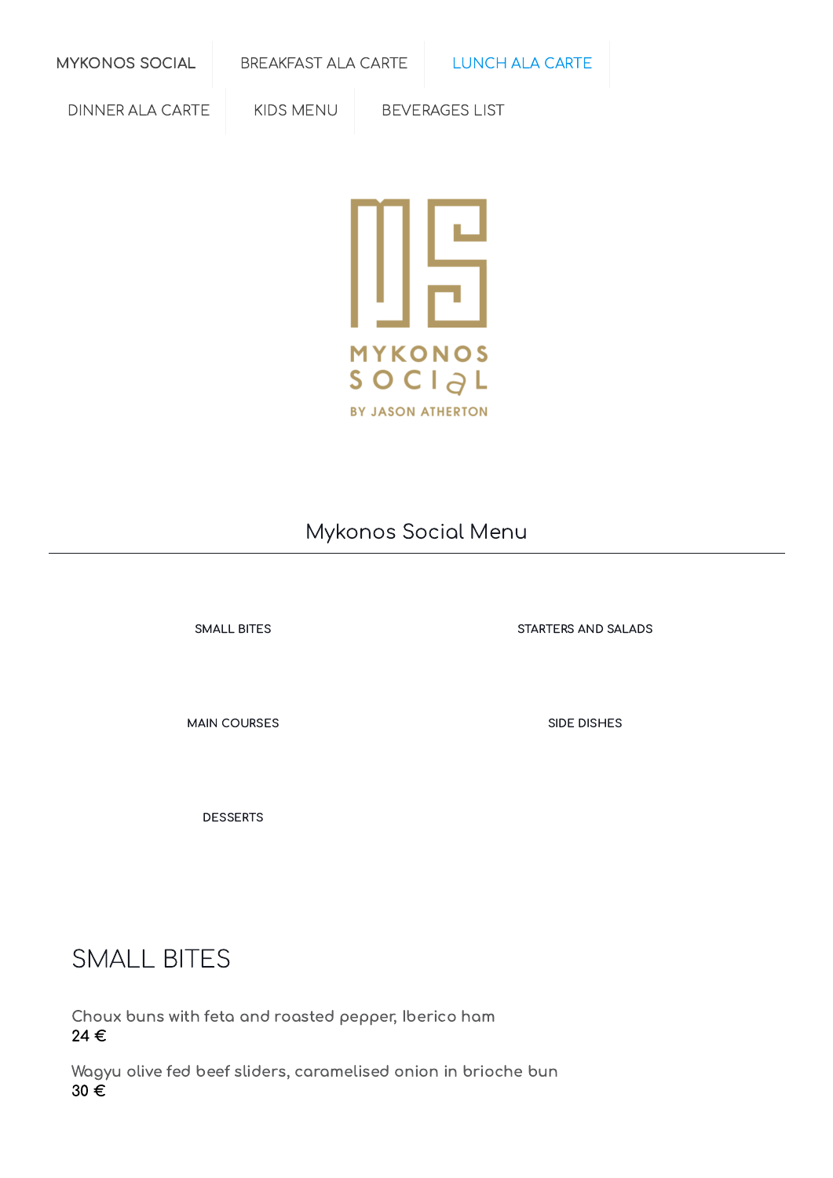MYKONOS SOCIAL | BREAKFAST ALA CARTE | LUNCH ALA CARTE | DINNER ALA CARTE | KIDS MENU | BEVERAGES LIST

MYKONOS SOCIAL
BY JASON ATHERTON

# Mykonos Social Menu

SMALL BITES

STARTERS AND SALADS

MAIN COURSES

SIDE DISHES

DESSERTS

## SMALL BITES

Choux buns with feta and roasted pepper, Iberico ham
24 €

Wagyu olive fed beef sliders, caramelised onion in brioche bun
30 €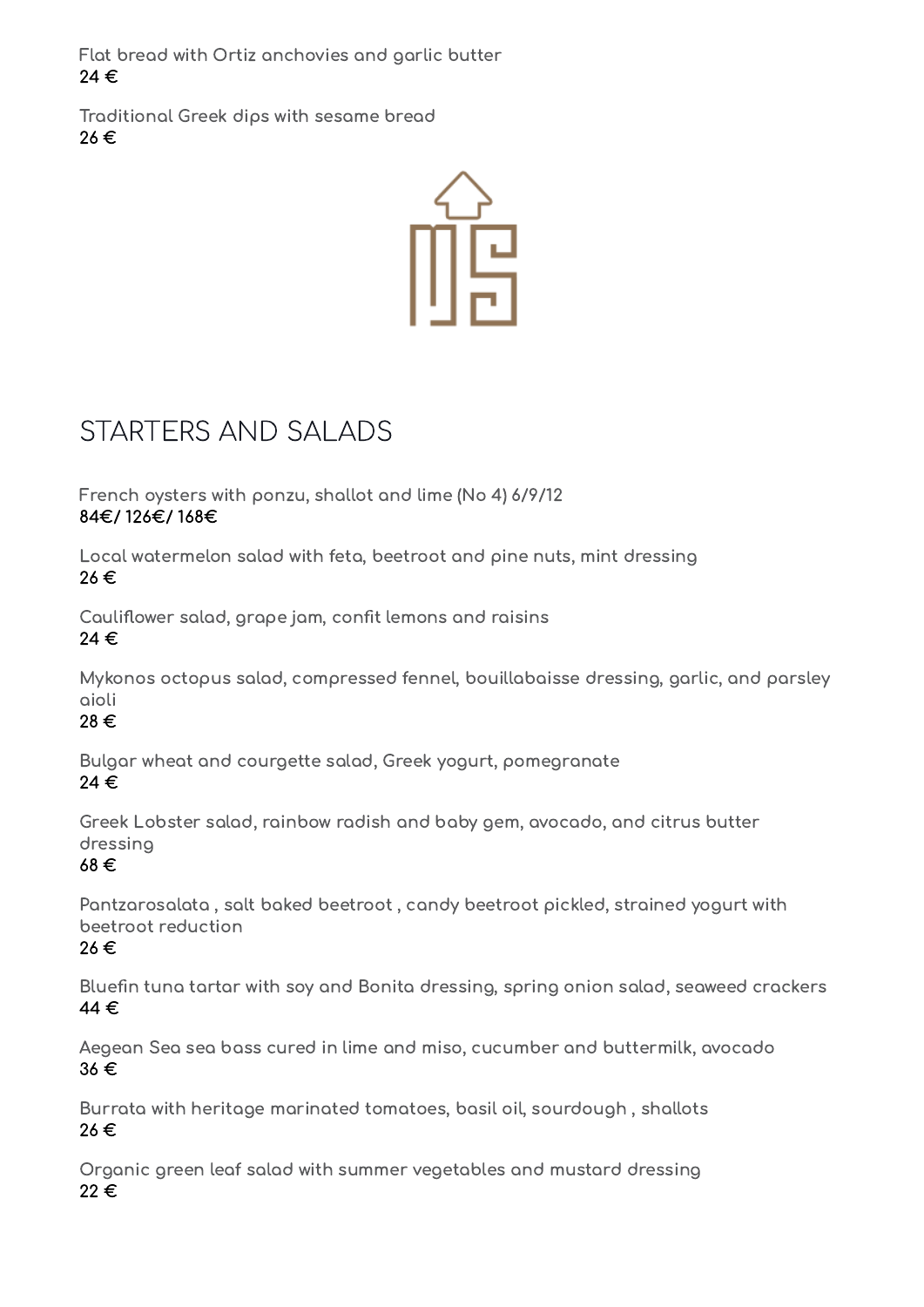Flat bread with Ortiz anchovies and garlic butter
**24 €**

Traditional Greek dips with sesame bread
**26 €**

# STARTERS AND SALADS

French oysters with ponzu, shallot and lime (No 4) 6/9/12
**84€/ 126€/ 168€**

Local watermelon salad with feta, beetroot and pine nuts, mint dressing
**26 €**

Cauliflower salad, grape jam, confit lemons and raisins
**24 €**

Mykonos octopus salad, compressed fennel, bouillabaisse dressing, garlic, and parsley aioli
**28 €**

Bulgar wheat and courgette salad, Greek yogurt, pomegranate
**24 €**

Greek Lobster salad, rainbow radish and baby gem, avocado, and citrus butter dressing
**68 €**

Pantzarosalata , salt baked beetroot , candy beetroot pickled, strained yogurt with beetroot reduction
**26 €**

Bluefin tuna tartar with soy and Bonita dressing, spring onion salad, seaweed crackers
**44 €**

Aegean Sea sea bass cured in lime and miso, cucumber and buttermilk, avocado
**36 €**

Burrata with heritage marinated tomatoes, basil oil, sourdough , shallots
**26 €**

Organic green leaf salad with summer vegetables and mustard dressing
**22 €**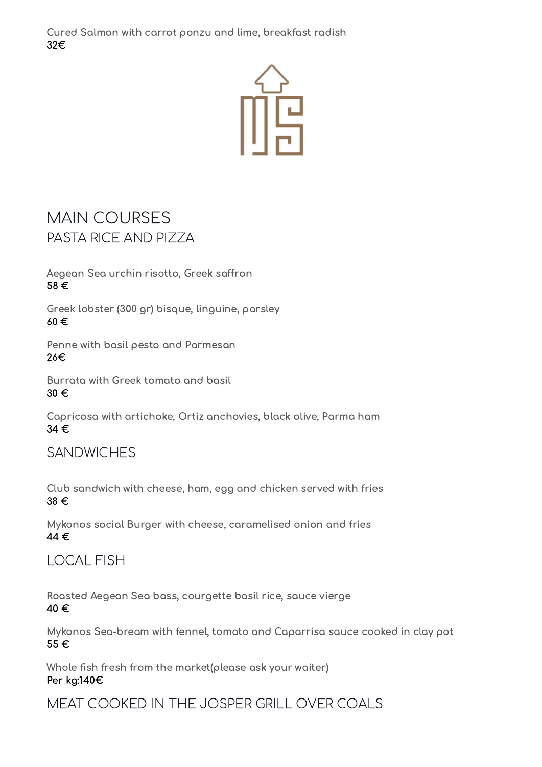Cured Salmon with carrot ponzu and lime, breakfast radish
**32€**

# MAIN COURSES

## PASTA RICE AND PIZZA

Aegean Sea urchin risotto, Greek saffron
**58 €**

Greek lobster (300 gr) bisque, linguine, parsley
**60 €**

Penne with basil pesto and Parmesan
**26€**

Burrata with Greek tomato and basil
**30 €**

Capricosa with artichoke, Ortiz anchovies, black olive, Parma ham
**34 €**

## SANDWICHES

Club sandwich with cheese, ham, egg and chicken served with fries
**38 €**

Mykonos social Burger with cheese, caramelised onion and fries
**44 €**

## LOCAL FISH

Roasted Aegean Sea bass, courgette basil rice, sauce vierge
**40 €**

Mykonos Sea-bream with fennel, tomato and Caparrisa sauce cooked in clay pot
**55 €**

Whole fish fresh from the market(please ask your waiter)
**Per kg:140€**

## MEAT COOKED IN THE JOSPER GRILL OVER COALS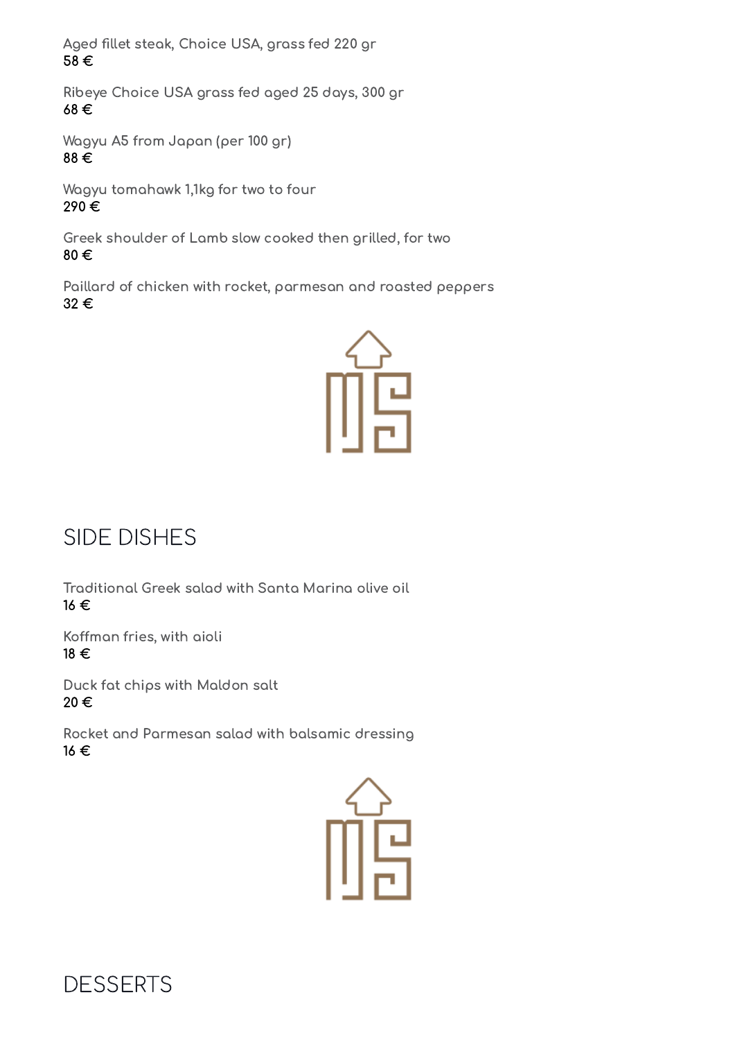Aged fillet steak, Choice USA, grass fed 220 gr
**58 €**

Ribeye Choice USA grass fed aged 25 days, 300 gr
**68 €**

Wagyu A5 from Japan (per 100 gr)
**88 €**

Wagyu tomahawk 1,1kg for two to four
**290 €**

Greek shoulder of Lamb slow cooked then grilled, for two
**80 €**

Paillard of chicken with rocket, parmesan and roasted peppers
**32 €**

## SIDE DISHES

Traditional Greek salad with Santa Marina olive oil
**16 €**

Koffman fries, with aioli
**18 €**

Duck fat chips with Maldon salt
**20 €**

Rocket and Parmesan salad with balsamic dressing
**16 €**

## DESSERTS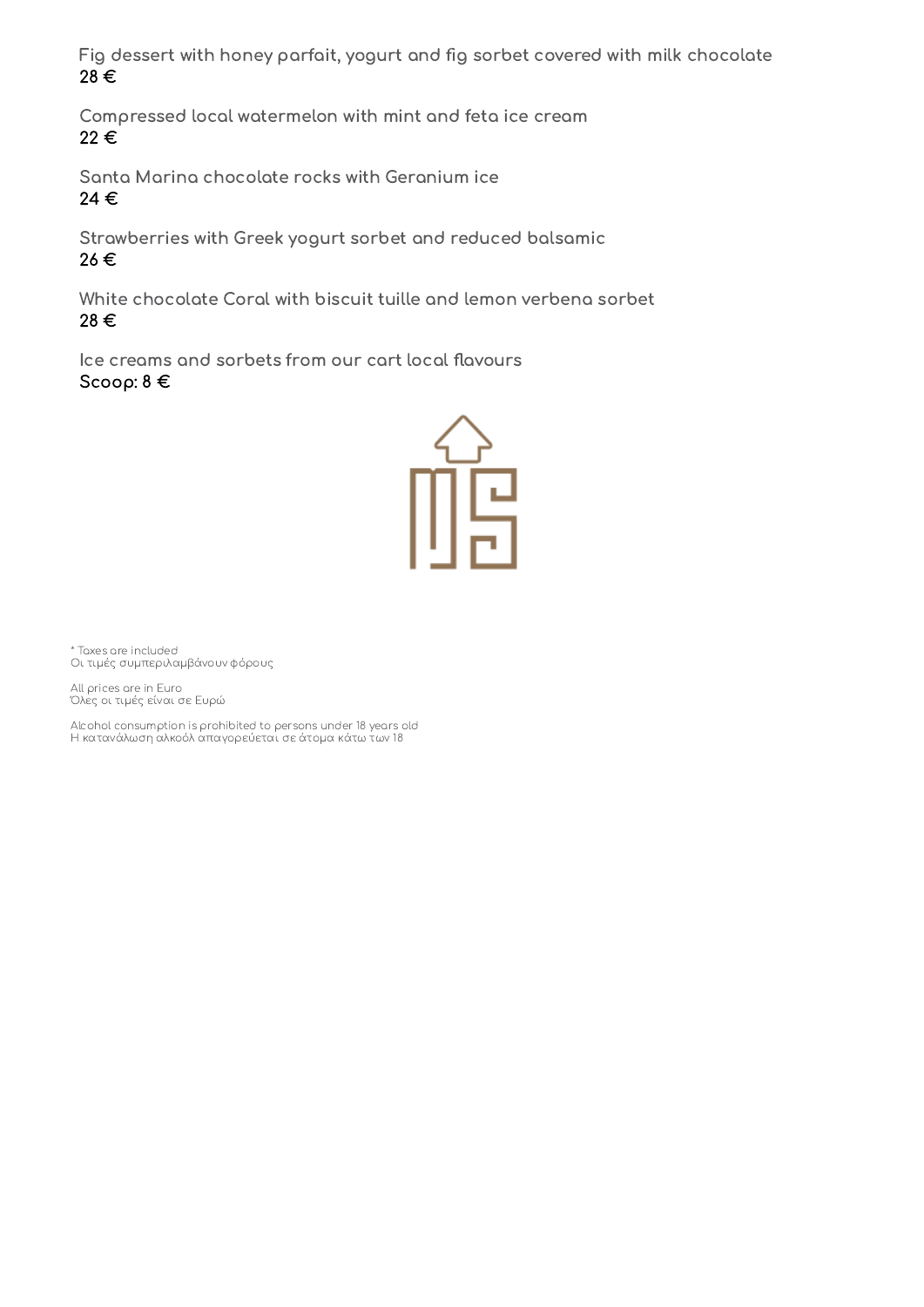Fig dessert with honey parfait, yogurt and fig sorbet covered with milk chocolate
**28 €**

Compressed local watermelon with mint and feta ice cream
**22 €**

Santa Marina chocolate rocks with Geranium ice
**24 €**

Strawberries with Greek yogurt sorbet and reduced balsamic
**26 €**

White chocolate Coral with biscuit tuille and lemon verbena sorbet
**28 €**

Ice creams and sorbets from our cart local flavours
**Scoop: 8 €**

* Taxes are included
Οι τιμές συμπεριλαμβάνουν φόρους

All prices are in Euro
Όλες οι τιμές είναι σε Ευρώ

Alcohol consumption is prohibited to persons under 18 years old
Η κατανάλωση αλκοόλ απαγορεύεται σε άτομα κάτω των 18